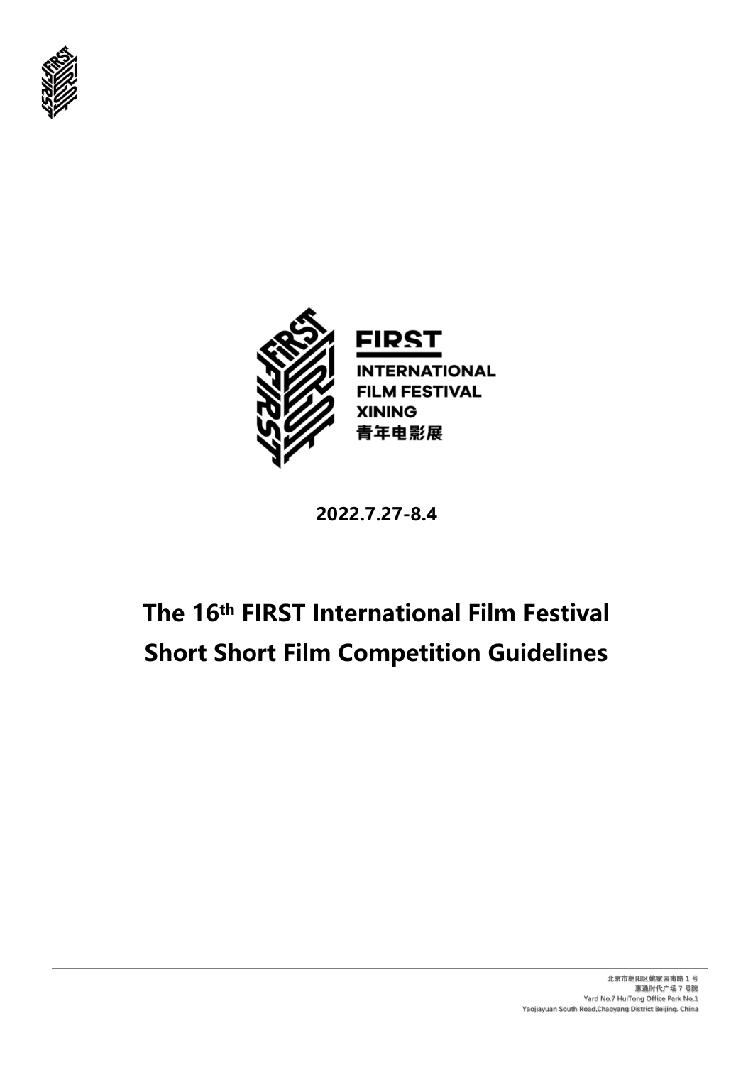FIRST

INTERNATIONAL FILM FESTIVAL XINING

青年电影展

**2022.7.27-8.4**

# The 16th FIRST International Film Festival Short Short Film Competition Guidelines

北京市朝阳区姚家园南路 1 号
惠通时代广场 7 号院
Yard No.7 HuiTong Office Park No.1
Yaojiayuan South Road,Chaoyang District Beijing, China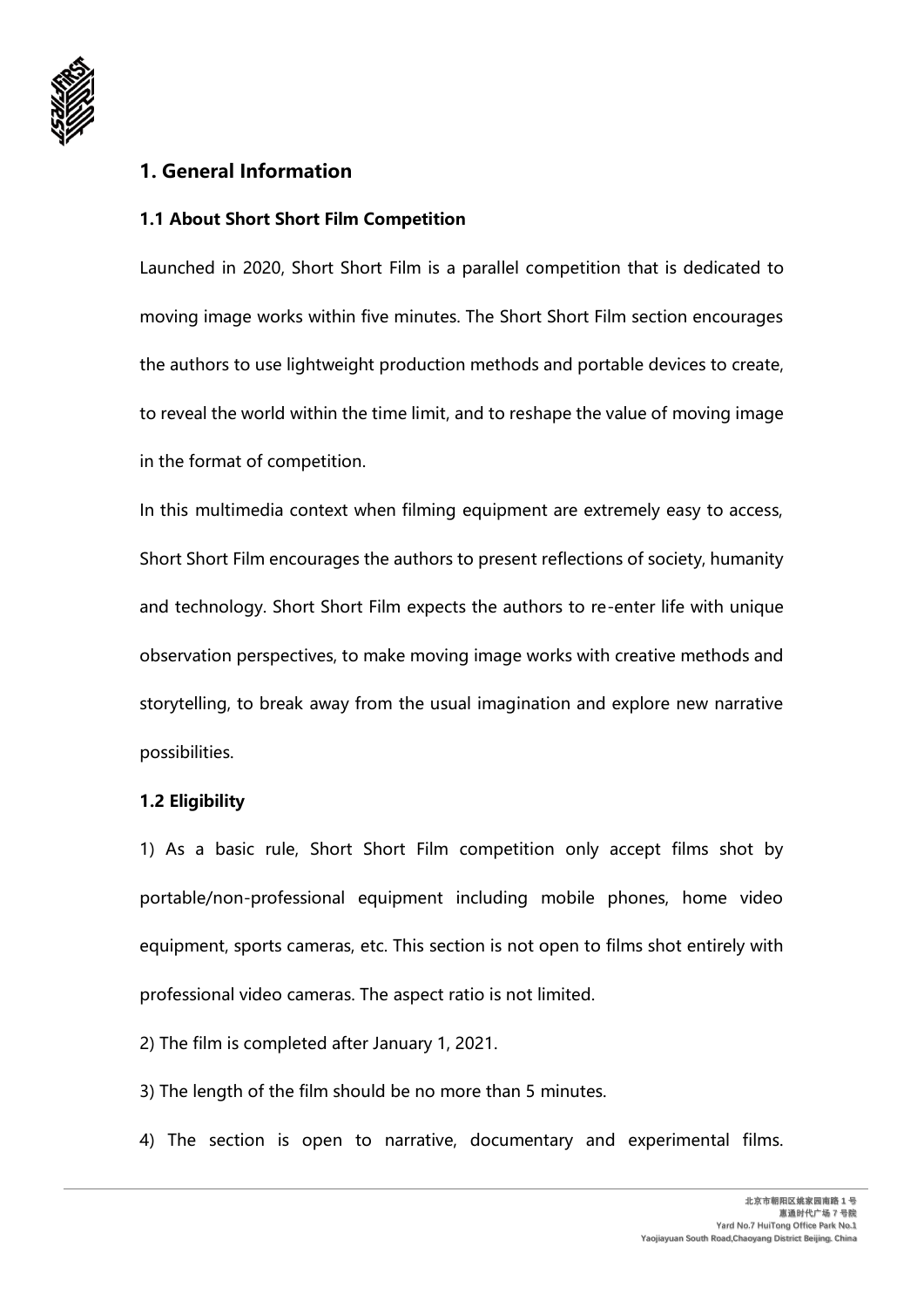## 1. General Information

### 1.1 About Short Short Film Competition

Launched in 2020, Short Short Film is a parallel competition that is dedicated to moving image works within five minutes. The Short Short Film section encourages the authors to use lightweight production methods and portable devices to create, to reveal the world within the time limit, and to reshape the value of moving image in the format of competition.

In this multimedia context when filming equipment are extremely easy to access, Short Short Film encourages the authors to present reflections of society, humanity and technology. Short Short Film expects the authors to re-enter life with unique observation perspectives, to make moving image works with creative methods and storytelling, to break away from the usual imagination and explore new narrative possibilities.

### 1.2 Eligibility

1) As a basic rule, Short Short Film competition only accept films shot by portable/non-professional equipment including mobile phones, home video equipment, sports cameras, etc. This section is not open to films shot entirely with professional video cameras. The aspect ratio is not limited.

2) The film is completed after January 1, 2021.

3) The length of the film should be no more than 5 minutes.

4) The section is open to narrative, documentary and experimental films.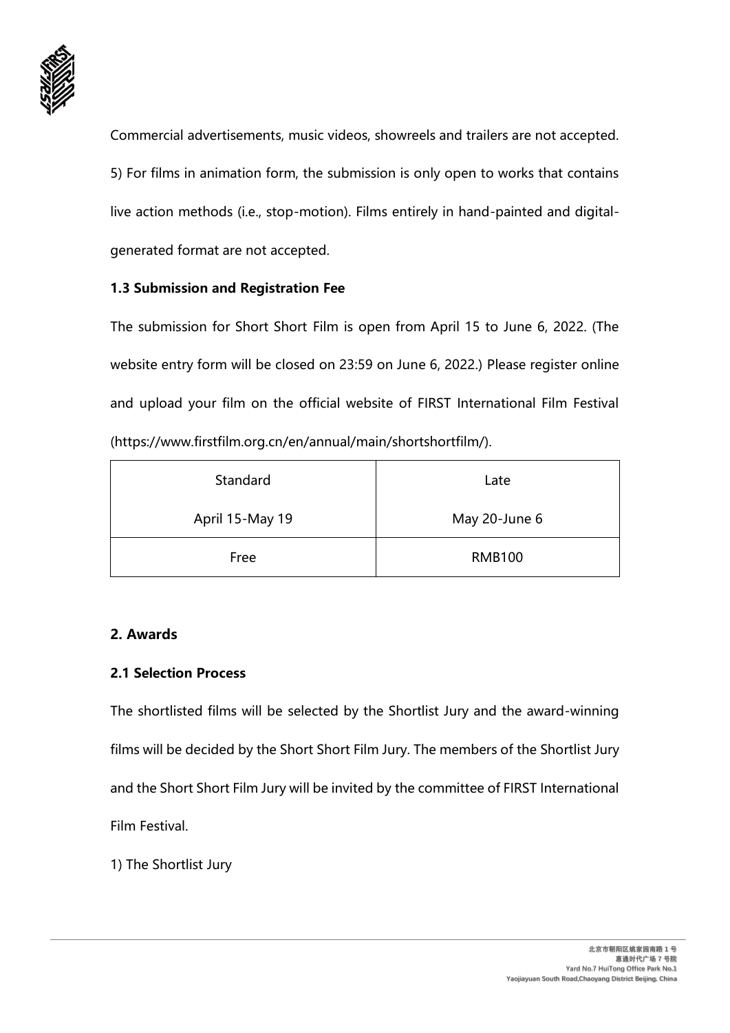Commercial advertisements, music videos, showreels and trailers are not accepted.

5) For films in animation form, the submission is only open to works that contains live action methods (i.e., stop-motion). Films entirely in hand-painted and digital-generated format are not accepted.

### 1.3 Submission and Registration Fee

The submission for Short Short Film is open from April 15 to June 6, 2022. (The website entry form will be closed on 23:59 on June 6, 2022.) Please register online and upload your film on the official website of FIRST International Film Festival (https://www.firstfilm.org.cn/en/annual/main/shortshortfilm/).

| Standard<br>April 15-May 19 | Late<br>May 20-June 6 |
|---|---|
| Free | RMB100 |

## 2. Awards

### 2.1 Selection Process

The shortlisted films will be selected by the Shortlist Jury and the award-winning films will be decided by the Short Short Film Jury. The members of the Shortlist Jury and the Short Short Film Jury will be invited by the committee of FIRST International Film Festival.

1) The Shortlist Jury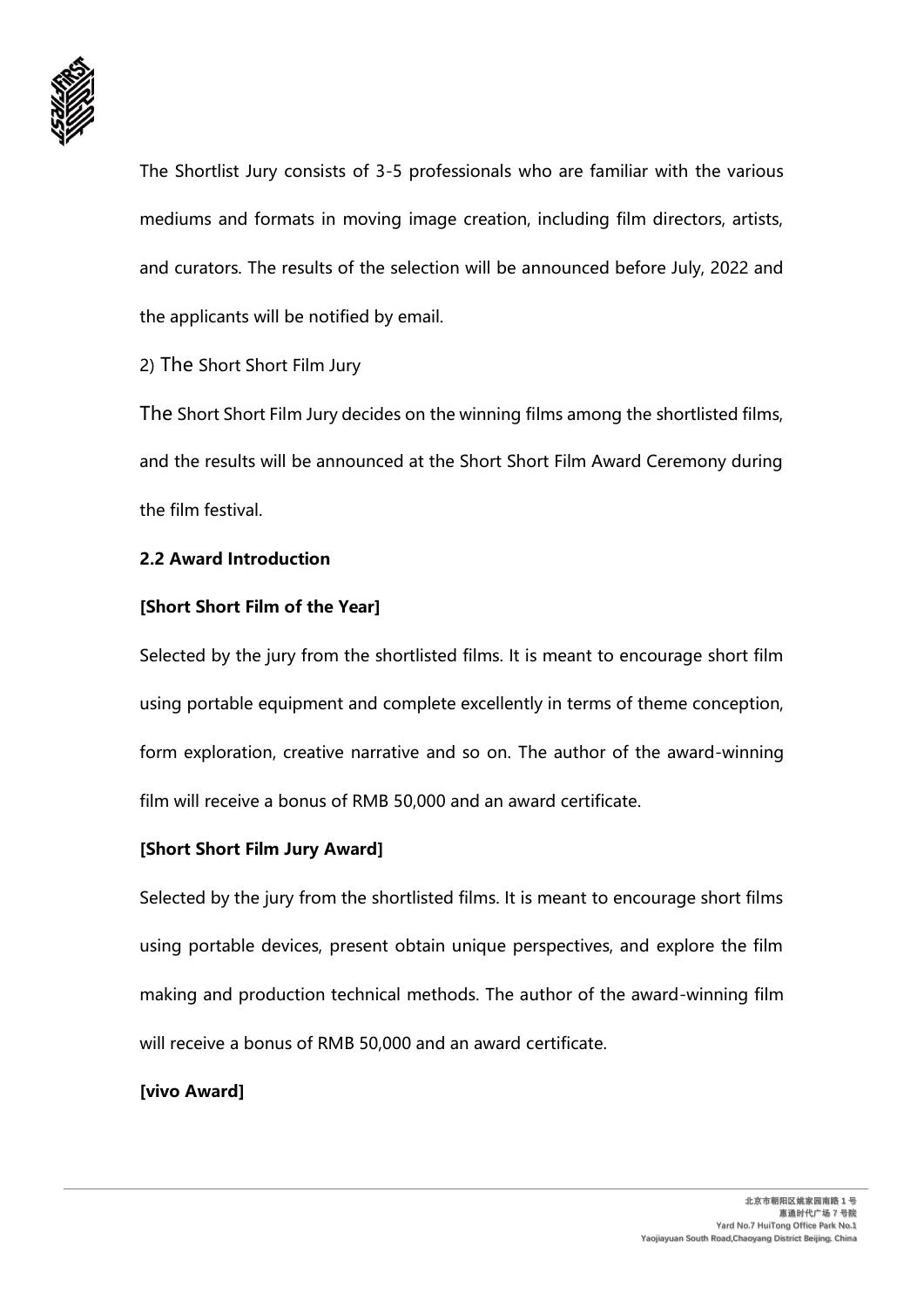The Shortlist Jury consists of 3-5 professionals who are familiar with the various mediums and formats in moving image creation, including film directors, artists, and curators. The results of the selection will be announced before July, 2022 and the applicants will be notified by email.

2) The Short Short Film Jury

The Short Short Film Jury decides on the winning films among the shortlisted films, and the results will be announced at the Short Short Film Award Ceremony during the film festival.

**2.2 Award Introduction**

**[Short Short Film of the Year]**

Selected by the jury from the shortlisted films. It is meant to encourage short film using portable equipment and complete excellently in terms of theme conception, form exploration, creative narrative and so on. The author of the award-winning film will receive a bonus of RMB 50,000 and an award certificate.

**[Short Short Film Jury Award]**

Selected by the jury from the shortlisted films. It is meant to encourage short films using portable devices, present obtain unique perspectives, and explore the film making and production technical methods. The author of the award-winning film will receive a bonus of RMB 50,000 and an award certificate.

**[vivo Award]**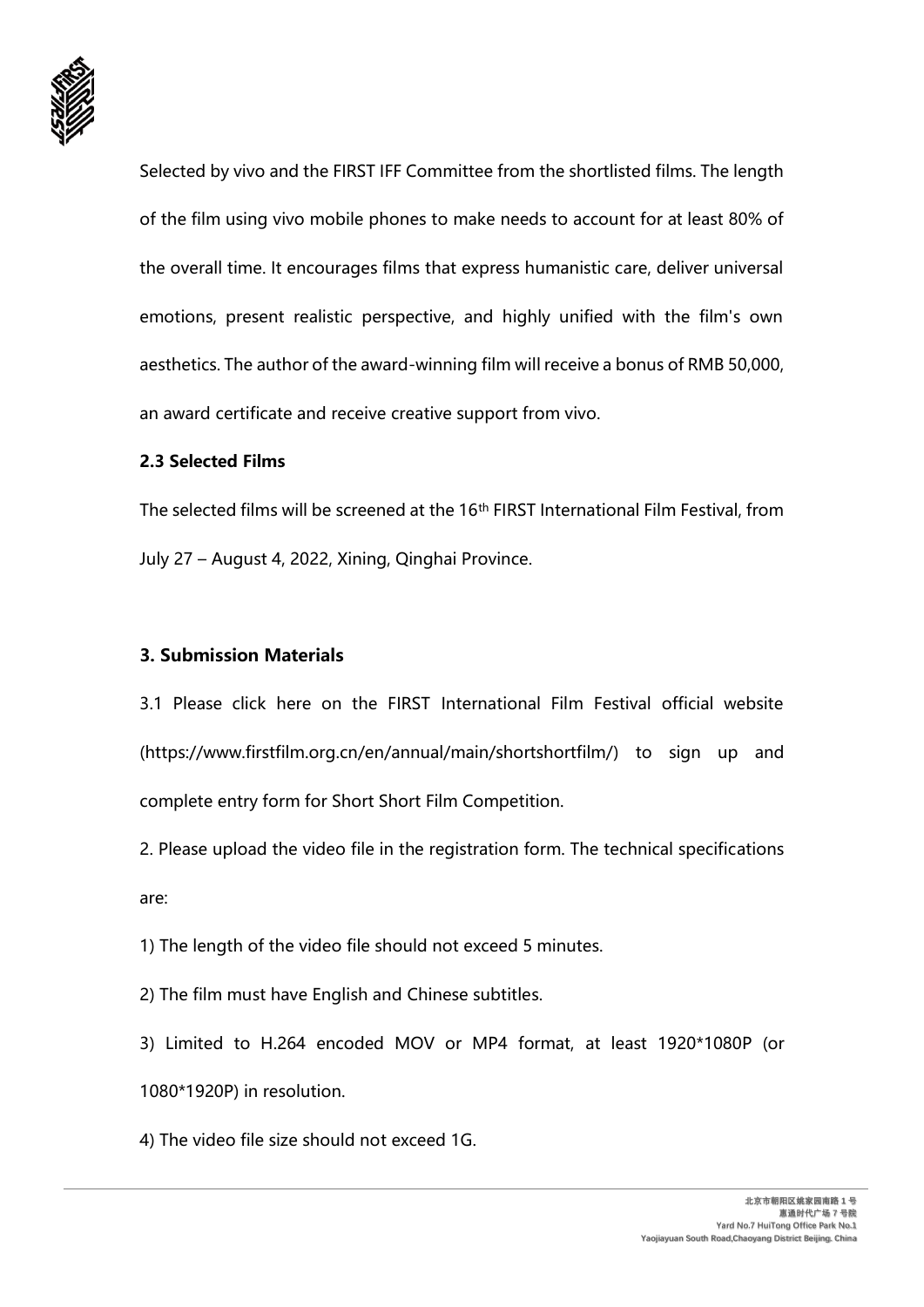Selected by vivo and the FIRST IFF Committee from the shortlisted films. The length of the film using vivo mobile phones to make needs to account for at least 80% of the overall time. It encourages films that express humanistic care, deliver universal emotions, present realistic perspective, and highly unified with the film's own aesthetics. The author of the award-winning film will receive a bonus of RMB 50,000, an award certificate and receive creative support from vivo.

**2.3 Selected Films**

The selected films will be screened at the 16th FIRST International Film Festival, from July 27 – August 4, 2022, Xining, Qinghai Province.

## 3. Submission Materials

3.1 Please click here on the FIRST International Film Festival official website (https://www.firstfilm.org.cn/en/annual/main/shortshortfilm/) to sign up and complete entry form for Short Short Film Competition.

2. Please upload the video file in the registration form. The technical specifications are:

1) The length of the video file should not exceed 5 minutes.

2) The film must have English and Chinese subtitles.

3) Limited to H.264 encoded MOV or MP4 format, at least 1920*1080P (or 1080*1920P) in resolution.

4) The video file size should not exceed 1G.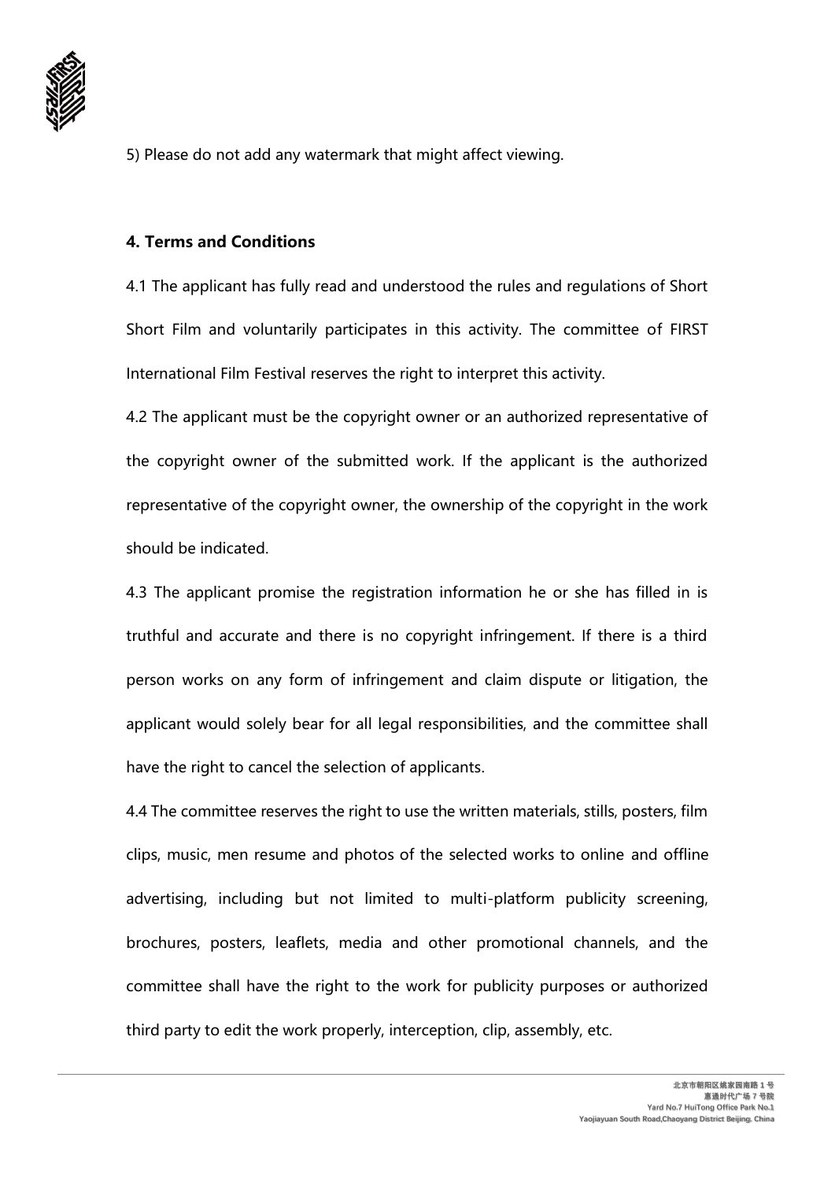5) Please do not add any watermark that might affect viewing.

## 4. Terms and Conditions

4.1 The applicant has fully read and understood the rules and regulations of Short Short Film and voluntarily participates in this activity. The committee of FIRST International Film Festival reserves the right to interpret this activity.

4.2 The applicant must be the copyright owner or an authorized representative of the copyright owner of the submitted work. If the applicant is the authorized representative of the copyright owner, the ownership of the copyright in the work should be indicated.

4.3 The applicant promise the registration information he or she has filled in is truthful and accurate and there is no copyright infringement. If there is a third person works on any form of infringement and claim dispute or litigation, the applicant would solely bear for all legal responsibilities, and the committee shall have the right to cancel the selection of applicants.

4.4 The committee reserves the right to use the written materials, stills, posters, film clips, music, men resume and photos of the selected works to online and offline advertising, including but not limited to multi-platform publicity screening, brochures, posters, leaflets, media and other promotional channels, and the committee shall have the right to the work for publicity purposes or authorized third party to edit the work properly, interception, clip, assembly, etc.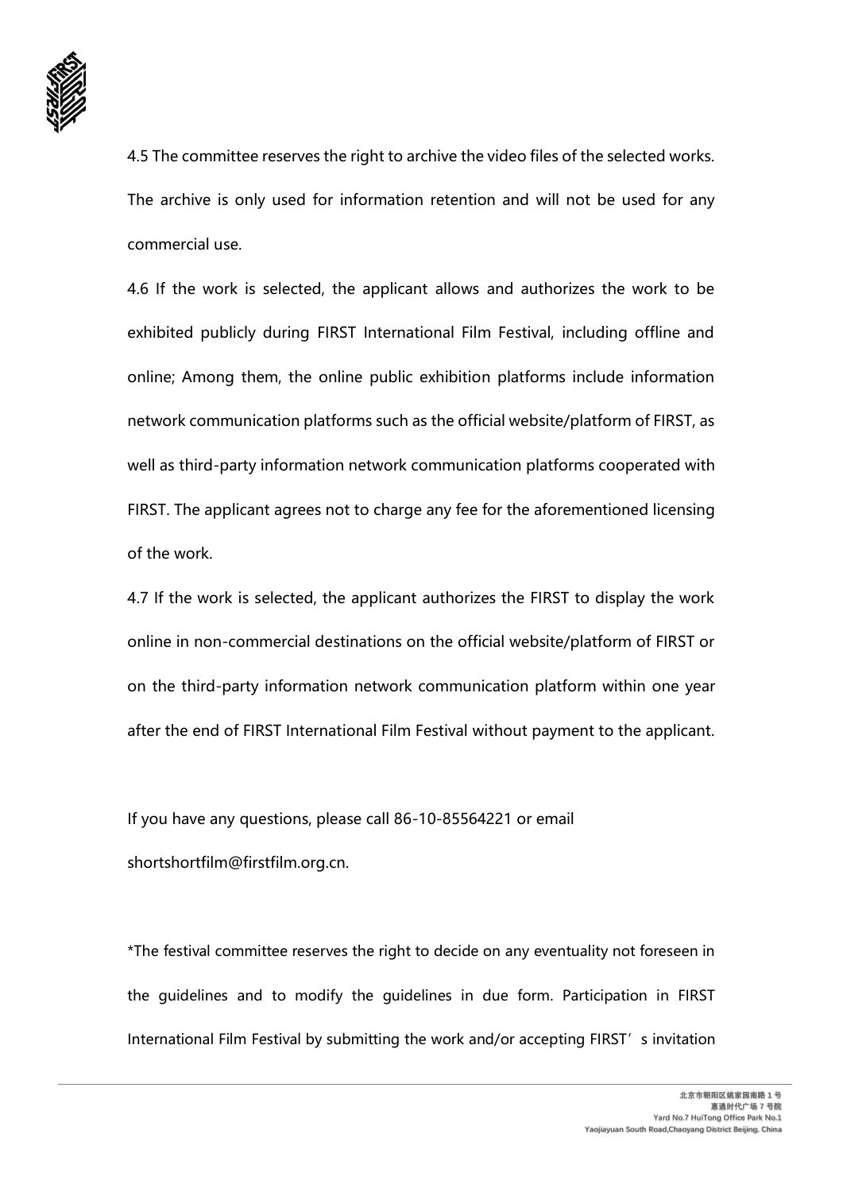4.5 The committee reserves the right to archive the video files of the selected works. The archive is only used for information retention and will not be used for any commercial use.

4.6 If the work is selected, the applicant allows and authorizes the work to be exhibited publicly during FIRST International Film Festival, including offline and online; Among them, the online public exhibition platforms include information network communication platforms such as the official website/platform of FIRST, as well as third-party information network communication platforms cooperated with FIRST. The applicant agrees not to charge any fee for the aforementioned licensing of the work.

4.7 If the work is selected, the applicant authorizes the FIRST to display the work online in non-commercial destinations on the official website/platform of FIRST or on the third-party information network communication platform within one year after the end of FIRST International Film Festival without payment to the applicant.

If you have any questions, please call 86-10-85564221 or email shortshortfilm@firstfilm.org.cn.

*The festival committee reserves the right to decide on any eventuality not foreseen in the guidelines and to modify the guidelines in due form. Participation in FIRST International Film Festival by submitting the work and/or accepting FIRST’s invitation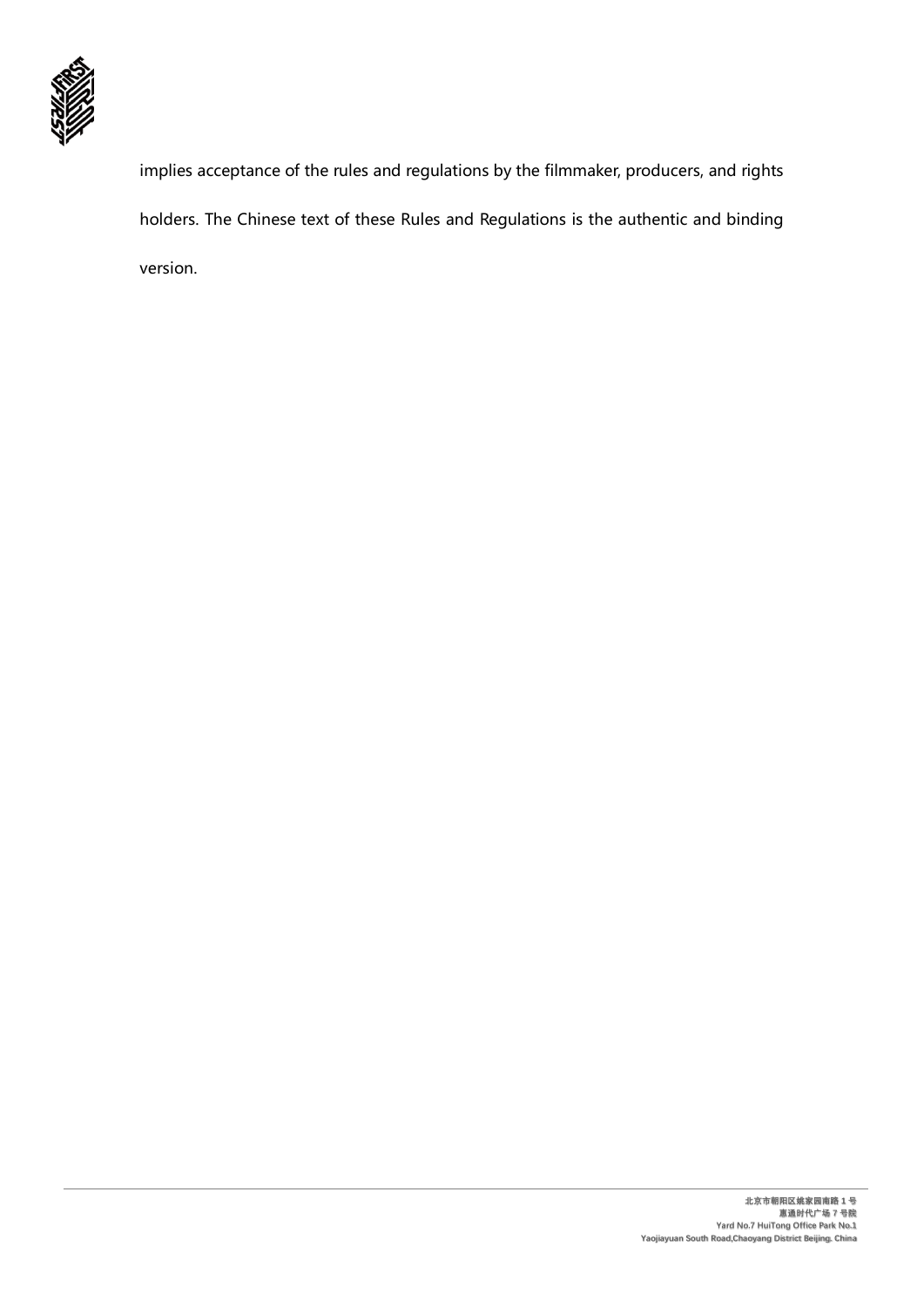implies acceptance of the rules and regulations by the filmmaker, producers, and rights holders. The Chinese text of these Rules and Regulations is the authentic and binding version.